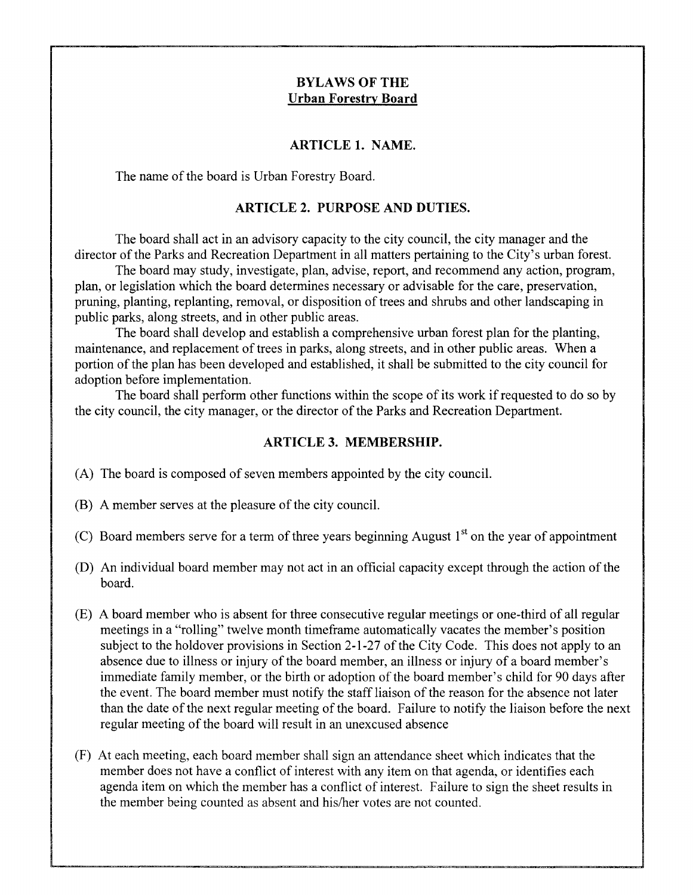# BYLAWS OF THE
## Urban Forestry Board

### ARTICLE 1. NAME.

The name of the board is Urban Forestry Board.

### ARTICLE 2. PURPOSE AND DUTIES.

The board shall act in an advisory capacity to the city council, the city manager and the director of the Parks and Recreation Department in all matters pertaining to the City's urban forest.

The board may study, investigate, plan, advise, report, and recommend any action, program, plan, or legislation which the board determines necessary or advisable for the care, preservation, pruning, planting, replanting, removal, or disposition of trees and shrubs and other landscaping in public parks, along streets, and in other public areas.

The board shall develop and establish a comprehensive urban forest plan for the planting, maintenance, and replacement of trees in parks, along streets, and in other public areas. When a portion of the plan has been developed and established, it shall be submitted to the city council for adoption before implementation.

The board shall perform other functions within the scope of its work if requested to do so by the city council, the city manager, or the director of the Parks and Recreation Department.

### ARTICLE 3. MEMBERSHIP.

(A) The board is composed of seven members appointed by the city council.

(B) A member serves at the pleasure of the city council.

(C) Board members serve for a term of three years beginning August 1st on the year of appointment

(D) An individual board member may not act in an official capacity except through the action of the board.

(E) A board member who is absent for three consecutive regular meetings or one-third of all regular meetings in a "rolling" twelve month timeframe automatically vacates the member's position subject to the holdover provisions in Section 2-1-27 of the City Code. This does not apply to an absence due to illness or injury of the board member, an illness or injury of a board member's immediate family member, or the birth or adoption of the board member's child for 90 days after the event. The board member must notify the staff liaison of the reason for the absence not later than the date of the next regular meeting of the board. Failure to notify the liaison before the next regular meeting of the board will result in an unexcused absence

(F) At each meeting, each board member shall sign an attendance sheet which indicates that the member does not have a conflict of interest with any item on that agenda, or identifies each agenda item on which the member has a conflict of interest. Failure to sign the sheet results in the member being counted as absent and his/her votes are not counted.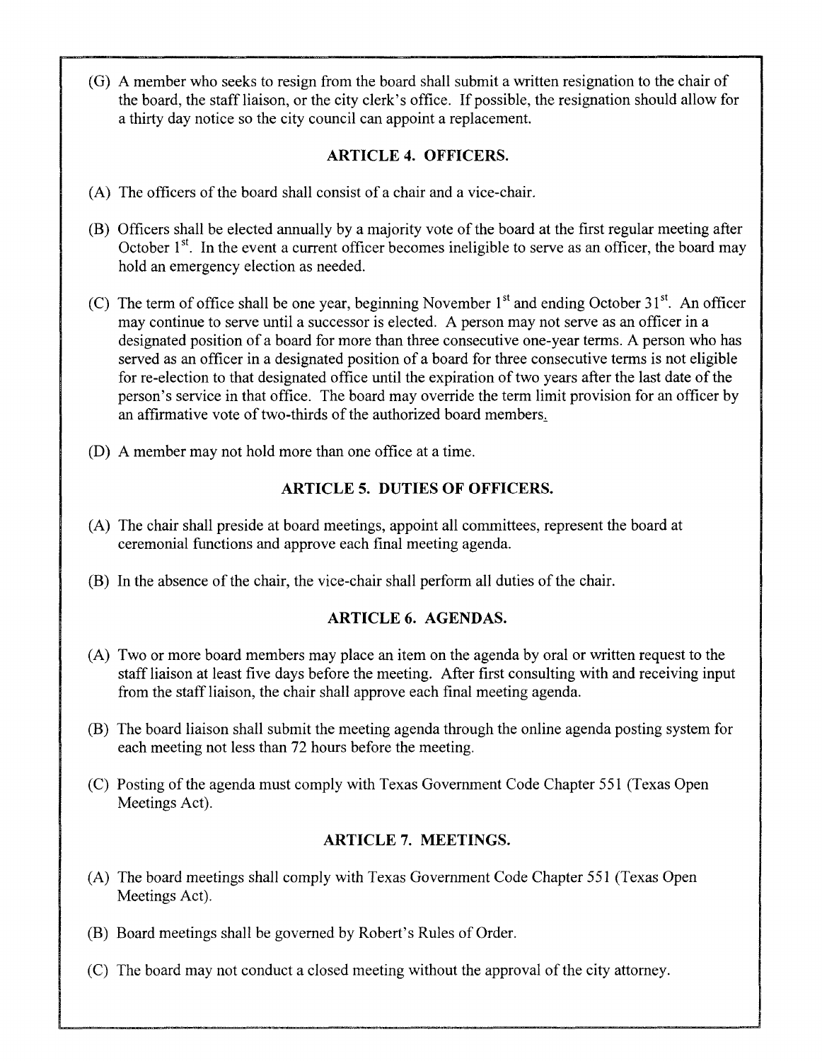(G) A member who seeks to resign from the board shall submit a written resignation to the chair of the board, the staff liaison, or the city clerk's office. If possible, the resignation should allow for a thirty day notice so the city council can appoint a replacement.

## ARTICLE 4. OFFICERS.

(A) The officers of the board shall consist of a chair and a vice-chair.

(B) Officers shall be elected annually by a majority vote of the board at the first regular meeting after October 1st. In the event a current officer becomes ineligible to serve as an officer, the board may hold an emergency election as needed.

(C) The term of office shall be one year, beginning November 1st and ending October 31st. An officer may continue to serve until a successor is elected. A person may not serve as an officer in a designated position of a board for more than three consecutive one-year terms. A person who has served as an officer in a designated position of a board for three consecutive terms is not eligible for re-election to that designated office until the expiration of two years after the last date of the person's service in that office. The board may override the term limit provision for an officer by an affirmative vote of two-thirds of the authorized board members.

(D) A member may not hold more than one office at a time.

## ARTICLE 5. DUTIES OF OFFICERS.

(A) The chair shall preside at board meetings, appoint all committees, represent the board at ceremonial functions and approve each final meeting agenda.

(B) In the absence of the chair, the vice-chair shall perform all duties of the chair.

## ARTICLE 6. AGENDAS.

(A) Two or more board members may place an item on the agenda by oral or written request to the staff liaison at least five days before the meeting. After first consulting with and receiving input from the staff liaison, the chair shall approve each final meeting agenda.

(B) The board liaison shall submit the meeting agenda through the online agenda posting system for each meeting not less than 72 hours before the meeting.

(C) Posting of the agenda must comply with Texas Government Code Chapter 551 (Texas Open Meetings Act).

## ARTICLE 7. MEETINGS.

(A) The board meetings shall comply with Texas Government Code Chapter 551 (Texas Open Meetings Act).

(B) Board meetings shall be governed by Robert's Rules of Order.

(C) The board may not conduct a closed meeting without the approval of the city attorney.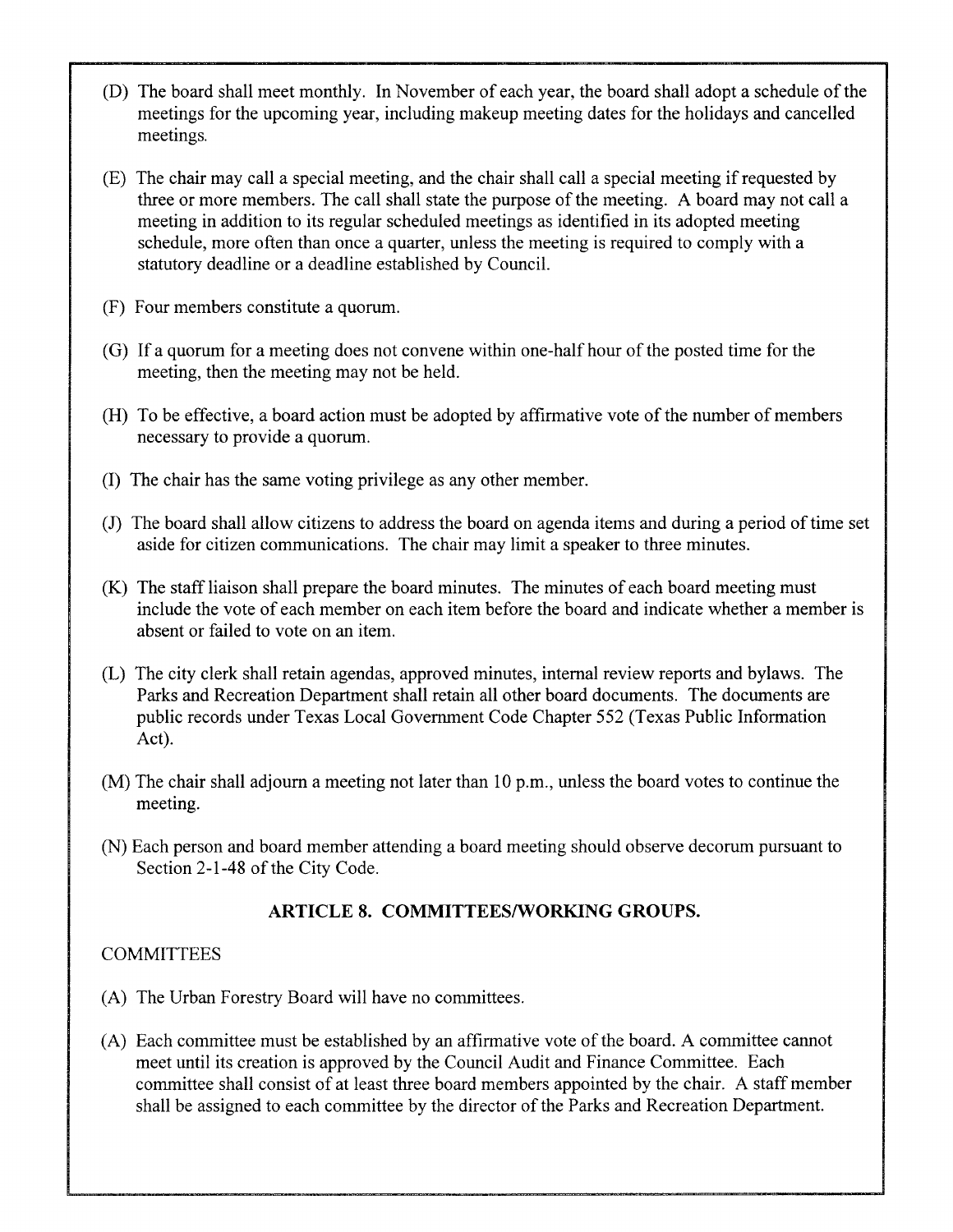(D) The board shall meet monthly. In November of each year, the board shall adopt a schedule of the meetings for the upcoming year, including makeup meeting dates for the holidays and cancelled meetings.

(E) The chair may call a special meeting, and the chair shall call a special meeting if requested by three or more members. The call shall state the purpose of the meeting. A board may not call a meeting in addition to its regular scheduled meetings as identified in its adopted meeting schedule, more often than once a quarter, unless the meeting is required to comply with a statutory deadline or a deadline established by Council.

(F) Four members constitute a quorum.

(G) If a quorum for a meeting does not convene within one-half hour of the posted time for the meeting, then the meeting may not be held.

(H) To be effective, a board action must be adopted by affirmative vote of the number of members necessary to provide a quorum.

(I) The chair has the same voting privilege as any other member.

(J) The board shall allow citizens to address the board on agenda items and during a period of time set aside for citizen communications. The chair may limit a speaker to three minutes.

(K) The staff liaison shall prepare the board minutes. The minutes of each board meeting must include the vote of each member on each item before the board and indicate whether a member is absent or failed to vote on an item.

(L) The city clerk shall retain agendas, approved minutes, internal review reports and bylaws. The Parks and Recreation Department shall retain all other board documents. The documents are public records under Texas Local Government Code Chapter 552 (Texas Public Information Act).

(M) The chair shall adjourn a meeting not later than 10 p.m., unless the board votes to continue the meeting.

(N) Each person and board member attending a board meeting should observe decorum pursuant to Section 2-1-48 of the City Code.

## ARTICLE 8. COMMITTEES/WORKING GROUPS.

COMMITTEES

(A) The Urban Forestry Board will have no committees.

(A) Each committee must be established by an affirmative vote of the board. A committee cannot meet until its creation is approved by the Council Audit and Finance Committee. Each committee shall consist of at least three board members appointed by the chair. A staff member shall be assigned to each committee by the director of the Parks and Recreation Department.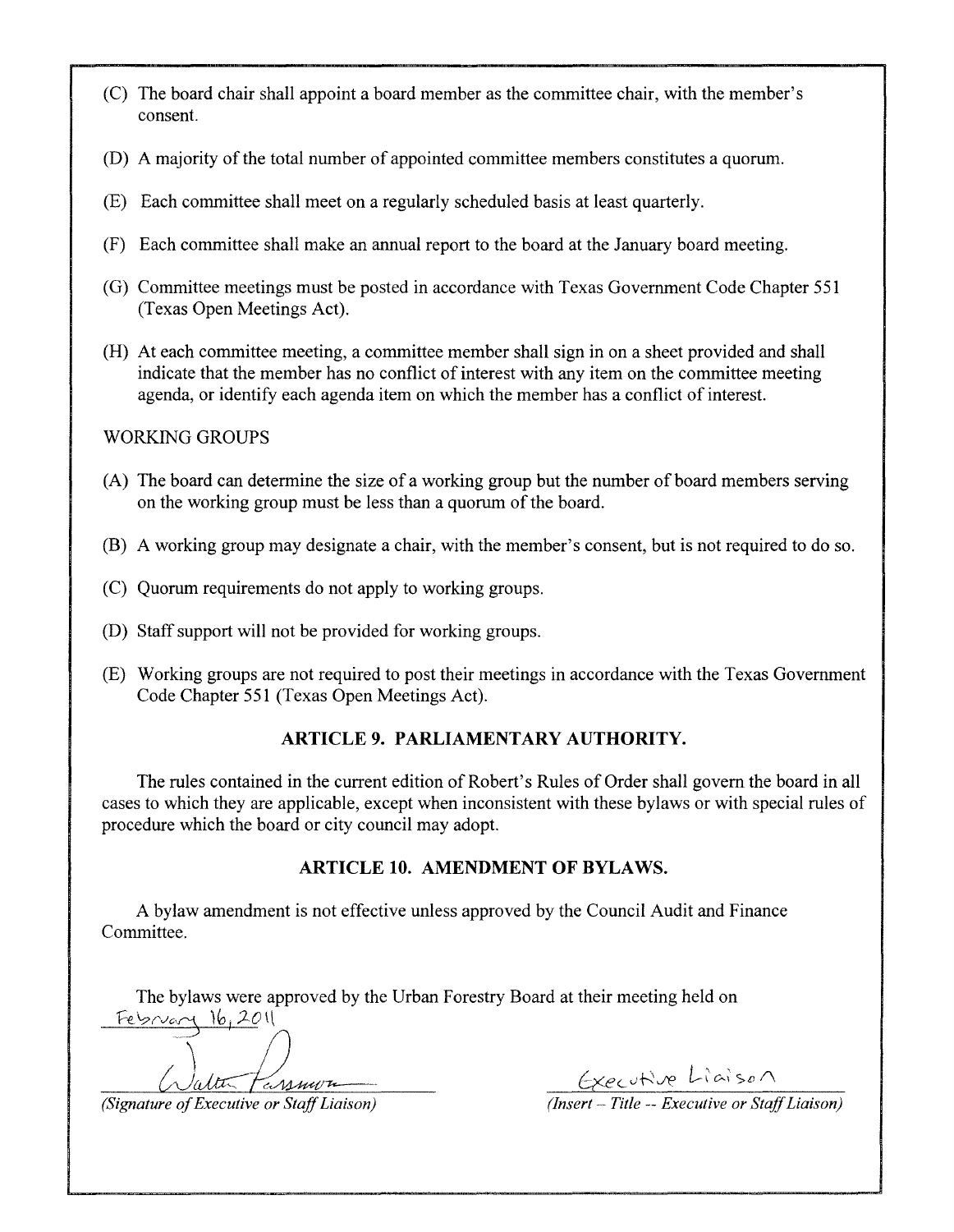(C) The board chair shall appoint a board member as the committee chair, with the member's consent.

(D) A majority of the total number of appointed committee members constitutes a quorum.

(E) Each committee shall meet on a regularly scheduled basis at least quarterly.

(F) Each committee shall make an annual report to the board at the January board meeting.

(G) Committee meetings must be posted in accordance with Texas Government Code Chapter 551 (Texas Open Meetings Act).

(H) At each committee meeting, a committee member shall sign in on a sheet provided and shall indicate that the member has no conflict of interest with any item on the committee meeting agenda, or identify each agenda item on which the member has a conflict of interest.

WORKING GROUPS

(A) The board can determine the size of a working group but the number of board members serving on the working group must be less than a quorum of the board.

(B) A working group may designate a chair, with the member's consent, but is not required to do so.

(C) Quorum requirements do not apply to working groups.

(D) Staff support will not be provided for working groups.

(E) Working groups are not required to post their meetings in accordance with the Texas Government Code Chapter 551 (Texas Open Meetings Act).

## ARTICLE 9. PARLIAMENTARY AUTHORITY.

The rules contained in the current edition of Robert's Rules of Order shall govern the board in all cases to which they are applicable, except when inconsistent with these bylaws or with special rules of procedure which the board or city council may adopt.

## ARTICLE 10. AMENDMENT OF BYLAWS.

A bylaw amendment is not effective unless approved by the Council Audit and Finance Committee.

The bylaws were approved by the Urban Forestry Board at their meeting held on
February 16, 2011

Walter Passmore
*(Signature of Executive or Staff Liaison)*

Executive Liaison
*(Insert – Title -- Executive or Staff Liaison)*